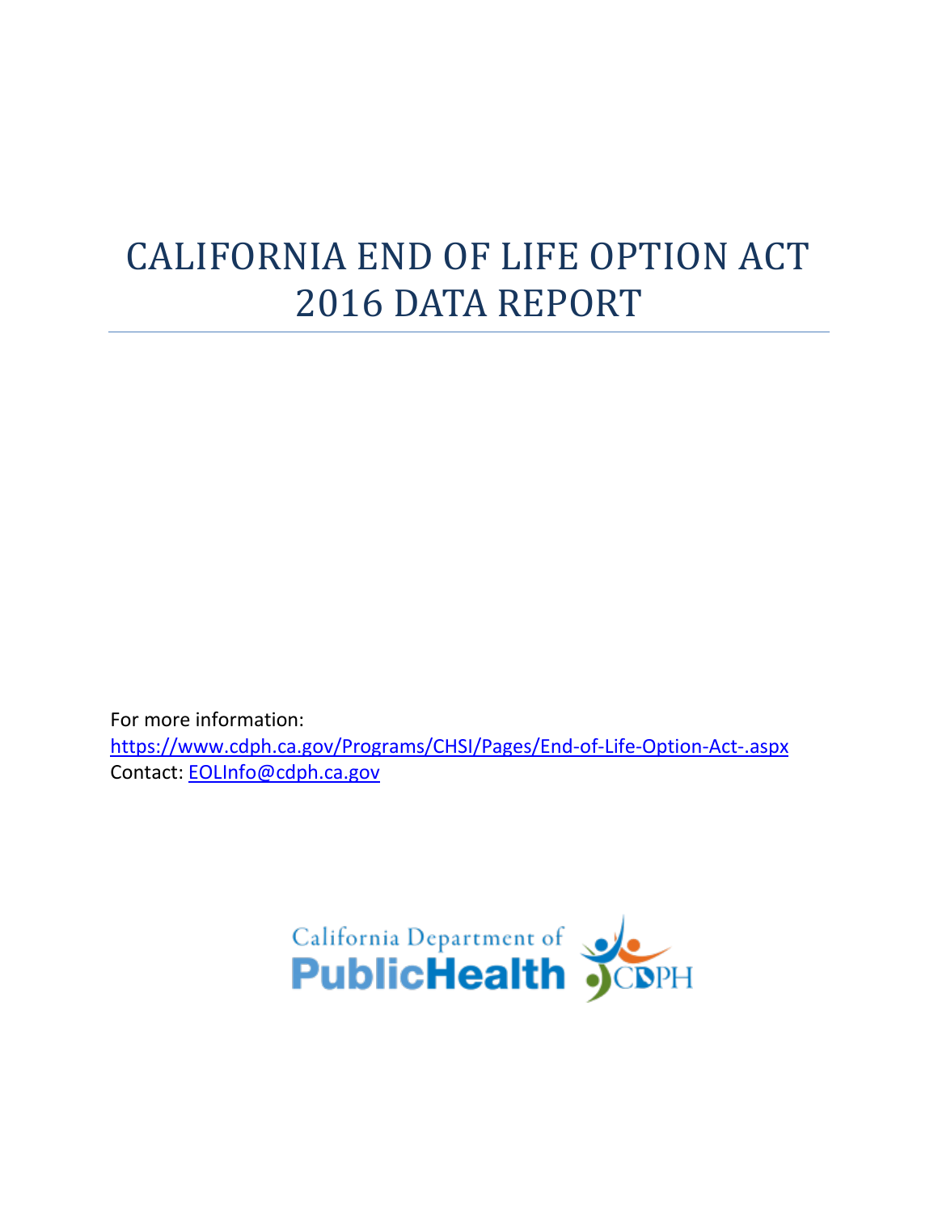# CALIFORNIA END OF LIFE OPTION ACT 2016 DATA REPORT

For more information:
https://www.cdph.ca.gov/Programs/CHSI/Pages/End-of-Life-Option-Act-.aspx
Contact: EOLInfo@cdph.ca.gov

California Department of PublicHealth CDPH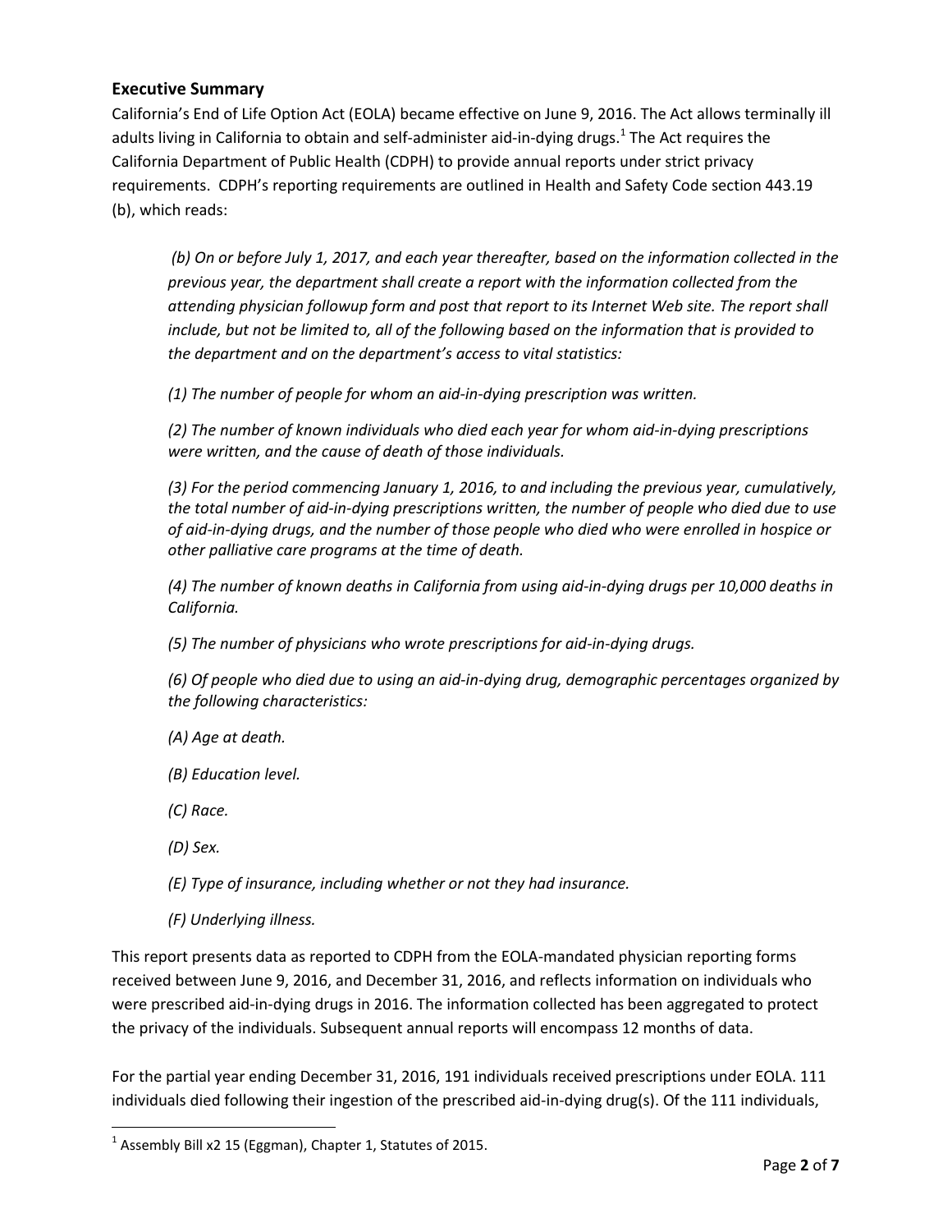## Executive Summary

California's End of Life Option Act (EOLA) became effective on June 9, 2016. The Act allows terminally ill adults living in California to obtain and self-administer aid-in-dying drugs.[1] The Act requires the California Department of Public Health (CDPH) to provide annual reports under strict privacy requirements. CDPH's reporting requirements are outlined in Health and Safety Code section 443.19 (b), which reads:

> *(b) On or before July 1, 2017, and each year thereafter, based on the information collected in the previous year, the department shall create a report with the information collected from the attending physician followup form and post that report to its Internet Web site. The report shall include, but not be limited to, all of the following based on the information that is provided to the department and on the department's access to vital statistics:*
>
> *(1) The number of people for whom an aid-in-dying prescription was written.*
>
> *(2) The number of known individuals who died each year for whom aid-in-dying prescriptions were written, and the cause of death of those individuals.*
>
> *(3) For the period commencing January 1, 2016, to and including the previous year, cumulatively, the total number of aid-in-dying prescriptions written, the number of people who died due to use of aid-in-dying drugs, and the number of those people who died who were enrolled in hospice or other palliative care programs at the time of death.*
>
> *(4) The number of known deaths in California from using aid-in-dying drugs per 10,000 deaths in California.*
>
> *(5) The number of physicians who wrote prescriptions for aid-in-dying drugs.*
>
> *(6) Of people who died due to using an aid-in-dying drug, demographic percentages organized by the following characteristics:*
>
> *(A) Age at death.*
>
> *(B) Education level.*
>
> *(C) Race.*
>
> *(D) Sex.*
>
> *(E) Type of insurance, including whether or not they had insurance.*
>
> *(F) Underlying illness.*

This report presents data as reported to CDPH from the EOLA-mandated physician reporting forms received between June 9, 2016, and December 31, 2016, and reflects information on individuals who were prescribed aid-in-dying drugs in 2016. The information collected has been aggregated to protect the privacy of the individuals. Subsequent annual reports will encompass 12 months of data.

For the partial year ending December 31, 2016, 191 individuals received prescriptions under EOLA. 111 individuals died following their ingestion of the prescribed aid-in-dying drug(s). Of the 111 individuals,

---

[1] Assembly Bill x2 15 (Eggman), Chapter 1, Statutes of 2015.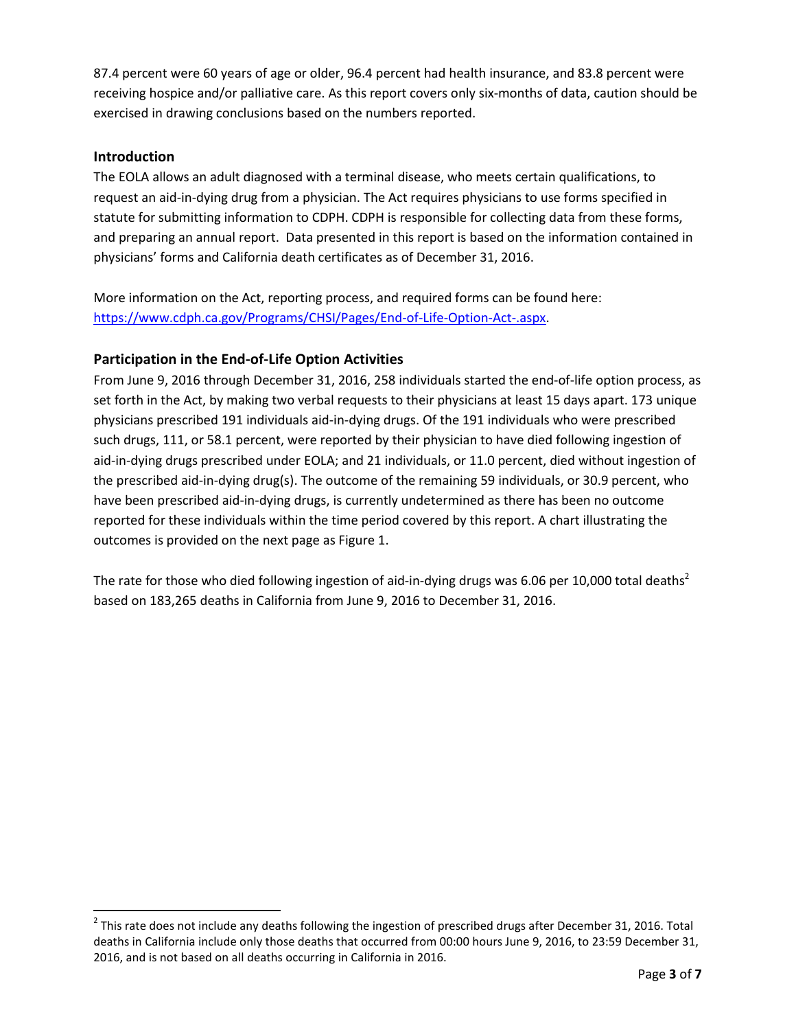87.4 percent were 60 years of age or older, 96.4 percent had health insurance, and 83.8 percent were receiving hospice and/or palliative care. As this report covers only six-months of data, caution should be exercised in drawing conclusions based on the numbers reported.

## Introduction

The EOLA allows an adult diagnosed with a terminal disease, who meets certain qualifications, to request an aid-in-dying drug from a physician. The Act requires physicians to use forms specified in statute for submitting information to CDPH. CDPH is responsible for collecting data from these forms, and preparing an annual report. Data presented in this report is based on the information contained in physicians' forms and California death certificates as of December 31, 2016.

More information on the Act, reporting process, and required forms can be found here: [https://www.cdph.ca.gov/Programs/CHSI/Pages/End-of-Life-Option-Act-.aspx](https://www.cdph.ca.gov/Programs/CHSI/Pages/End-of-Life-Option-Act-.aspx).

## Participation in the End-of-Life Option Activities

From June 9, 2016 through December 31, 2016, 258 individuals started the end-of-life option process, as set forth in the Act, by making two verbal requests to their physicians at least 15 days apart. 173 unique physicians prescribed 191 individuals aid-in-dying drugs. Of the 191 individuals who were prescribed such drugs, 111, or 58.1 percent, were reported by their physician to have died following ingestion of aid-in-dying drugs prescribed under EOLA; and 21 individuals, or 11.0 percent, died without ingestion of the prescribed aid-in-dying drug(s). The outcome of the remaining 59 individuals, or 30.9 percent, who have been prescribed aid-in-dying drugs, is currently undetermined as there has been no outcome reported for these individuals within the time period covered by this report. A chart illustrating the outcomes is provided on the next page as Figure 1.

The rate for those who died following ingestion of aid-in-dying drugs was 6.06 per 10,000 total deaths[2] based on 183,265 deaths in California from June 9, 2016 to December 31, 2016.

---

[2] This rate does not include any deaths following the ingestion of prescribed drugs after December 31, 2016. Total deaths in California include only those deaths that occurred from 00:00 hours June 9, 2016, to 23:59 December 31, 2016, and is not based on all deaths occurring in California in 2016.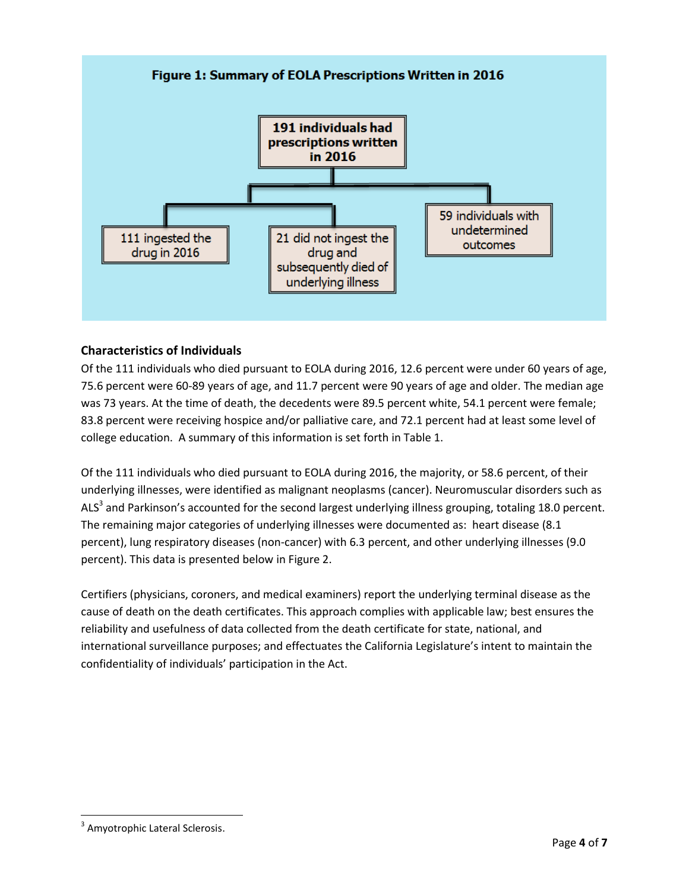**Figure 1: Summary of EOLA Prescriptions Written in 2016**

191 individuals had prescriptions written in 2016

- 111 ingested the drug in 2016
- 21 did not ingest the drug and subsequently died of underlying illness
- 59 individuals with undetermined outcomes

### Characteristics of Individuals

Of the 111 individuals who died pursuant to EOLA during 2016, 12.6 percent were under 60 years of age, 75.6 percent were 60-89 years of age, and 11.7 percent were 90 years of age and older. The median age was 73 years. At the time of death, the decedents were 89.5 percent white, 54.1 percent were female; 83.8 percent were receiving hospice and/or palliative care, and 72.1 percent had at least some level of college education. A summary of this information is set forth in Table 1.

Of the 111 individuals who died pursuant to EOLA during 2016, the majority, or 58.6 percent, of their underlying illnesses, were identified as malignant neoplasms (cancer). Neuromuscular disorders such as ALS[3] and Parkinson's accounted for the second largest underlying illness grouping, totaling 18.0 percent. The remaining major categories of underlying illnesses were documented as: heart disease (8.1 percent), lung respiratory diseases (non-cancer) with 6.3 percent, and other underlying illnesses (9.0 percent). This data is presented below in Figure 2.

Certifiers (physicians, coroners, and medical examiners) report the underlying terminal disease as the cause of death on the death certificates. This approach complies with applicable law; best ensures the reliability and usefulness of data collected from the death certificate for state, national, and international surveillance purposes; and effectuates the California Legislature's intent to maintain the confidentiality of individuals' participation in the Act.

[3] Amyotrophic Lateral Sclerosis.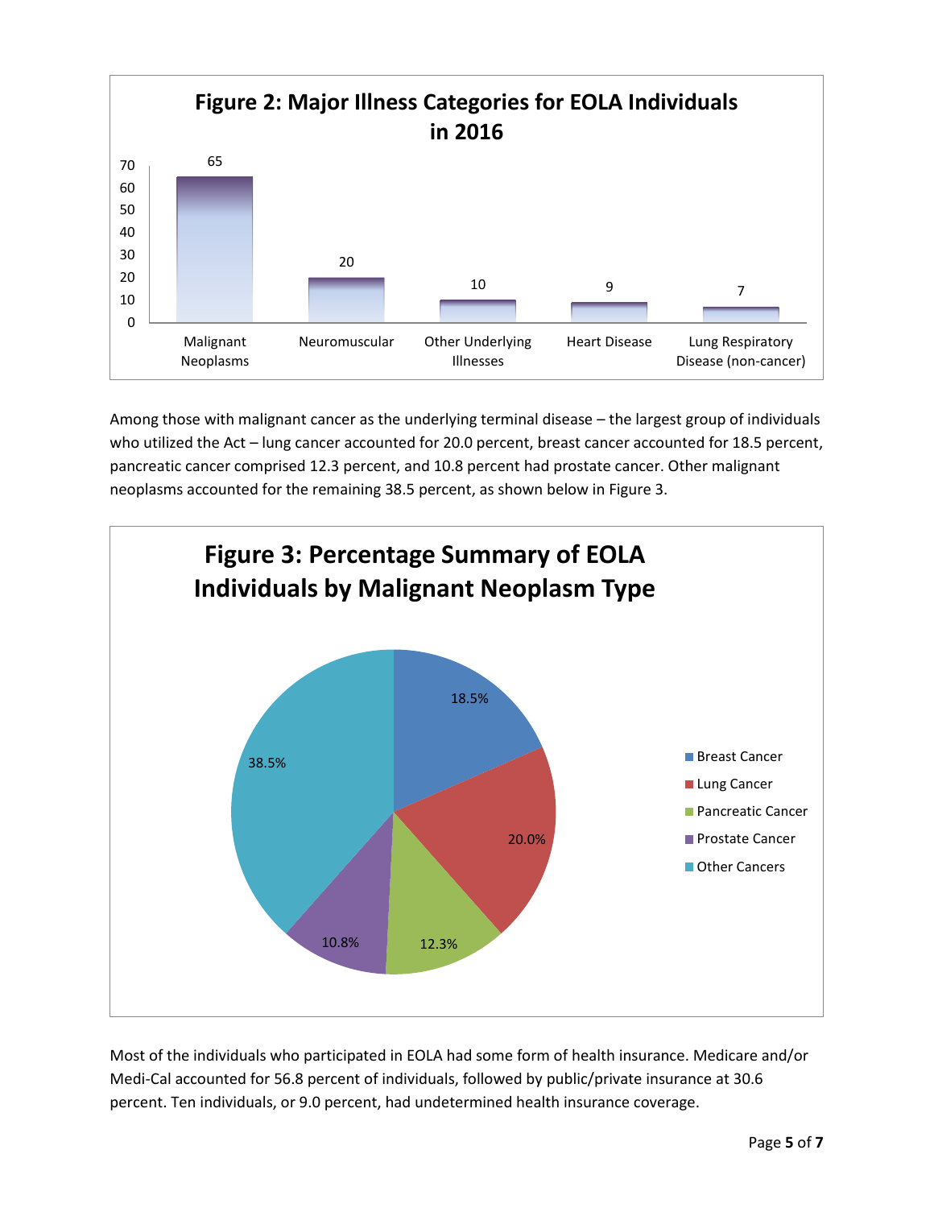**Figure 2: Major Illness Categories for EOLA Individuals in 2016**

| Category | Count |
| --- | --- |
| Malignant Neoplasms | 65 |
| Neuromuscular | 20 |
| Other Underlying Illnesses | 10 |
| Heart Disease | 9 |
| Lung Respiratory Disease (non-cancer) | 7 |

Among those with malignant cancer as the underlying terminal disease – the largest group of individuals who utilized the Act – lung cancer accounted for 20.0 percent, breast cancer accounted for 18.5 percent, pancreatic cancer comprised 12.3 percent, and 10.8 percent had prostate cancer. Other malignant neoplasms accounted for the remaining 38.5 percent, as shown below in Figure 3.

**Figure 3: Percentage Summary of EOLA Individuals by Malignant Neoplasm Type**

| Type | Percentage |
| --- | --- |
| Breast Cancer | 18.5% |
| Lung Cancer | 20.0% |
| Pancreatic Cancer | 12.3% |
| Prostate Cancer | 10.8% |
| Other Cancers | 38.5% |

Most of the individuals who participated in EOLA had some form of health insurance. Medicare and/or Medi-Cal accounted for 56.8 percent of individuals, followed by public/private insurance at 30.6 percent. Ten individuals, or 9.0 percent, had undetermined health insurance coverage.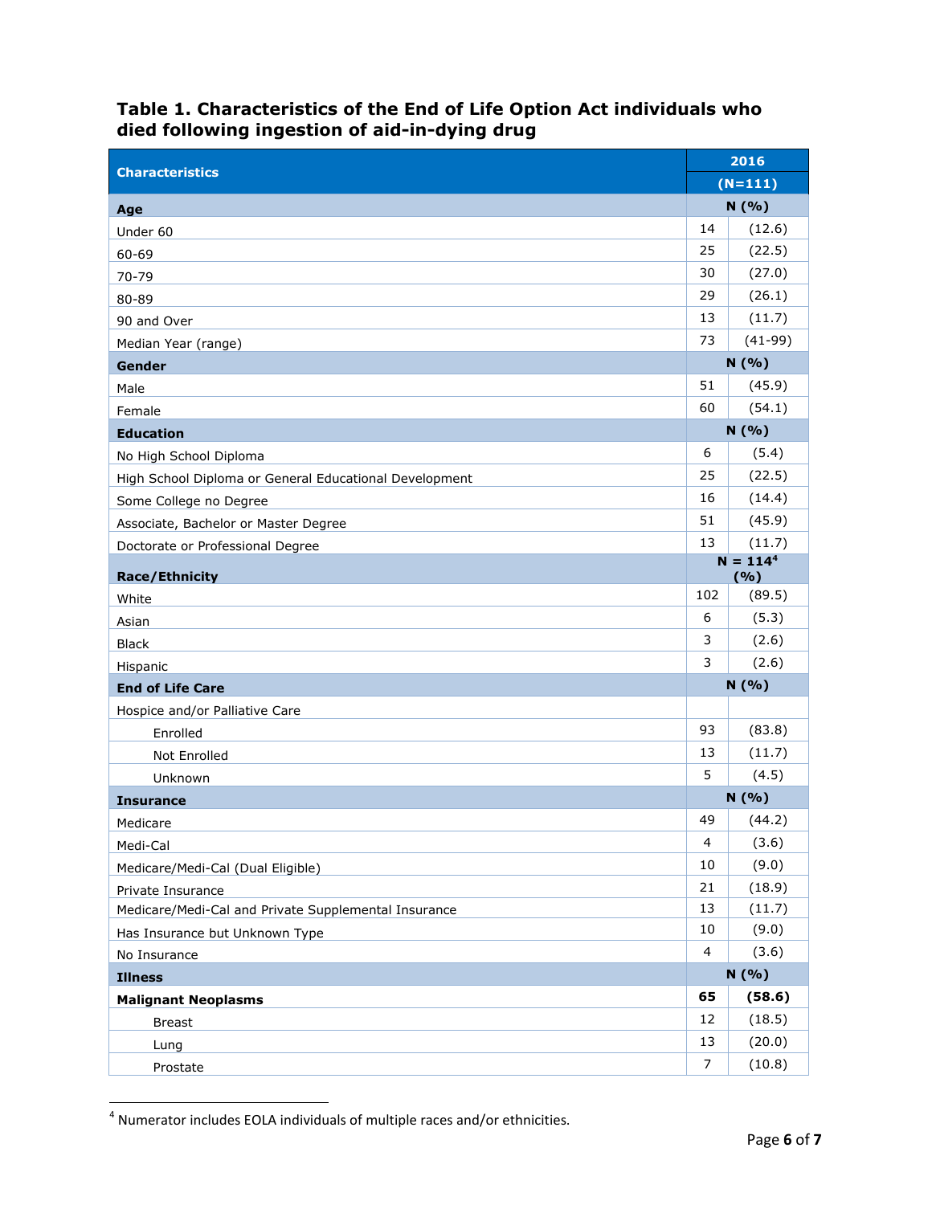### Table 1. Characteristics of the End of Life Option Act individuals who died following ingestion of aid-in-dying drug

| Characteristics | 2016 | |
|---|---|---|
| | (N=111) | |
| **Age** | N | (%) |
| Under 60 | 14 | (12.6) |
| 60-69 | 25 | (22.5) |
| 70-79 | 30 | (27.0) |
| 80-89 | 29 | (26.1) |
| 90 and Over | 13 | (11.7) |
| Median Year (range) | 73 | (41-99) |
| **Gender** | N | (%) |
| Male | 51 | (45.9) |
| Female | 60 | (54.1) |
| **Education** | N | (%) |
| No High School Diploma | 6 | (5.4) |
| High School Diploma or General Educational Development | 25 | (22.5) |
| Some College no Degree | 16 | (14.4) |
| Associate, Bachelor or Master Degree | 51 | (45.9) |
| Doctorate or Professional Degree | 13 | (11.7) |
| **Race/Ethnicity** | N = 114[4] | (%) |
| White | 102 | (89.5) |
| Asian | 6 | (5.3) |
| Black | 3 | (2.6) |
| Hispanic | 3 | (2.6) |
| **End of Life Care** | N | (%) |
| Hospice and/or Palliative Care | | |
| Enrolled | 93 | (83.8) |
| Not Enrolled | 13 | (11.7) |
| Unknown | 5 | (4.5) |
| **Insurance** | N | (%) |
| Medicare | 49 | (44.2) |
| Medi-Cal | 4 | (3.6) |
| Medicare/Medi-Cal (Dual Eligible) | 10 | (9.0) |
| Private Insurance | 21 | (18.9) |
| Medicare/Medi-Cal and Private Supplemental Insurance | 13 | (11.7) |
| Has Insurance but Unknown Type | 10 | (9.0) |
| No Insurance | 4 | (3.6) |
| **Illness** | N | (%) |
| **Malignant Neoplasms** | **65** | **(58.6)** |
| Breast | 12 | (18.5) |
| Lung | 13 | (20.0) |
| Prostate | 7 | (10.8) |

[4] Numerator includes EOLA individuals of multiple races and/or ethnicities.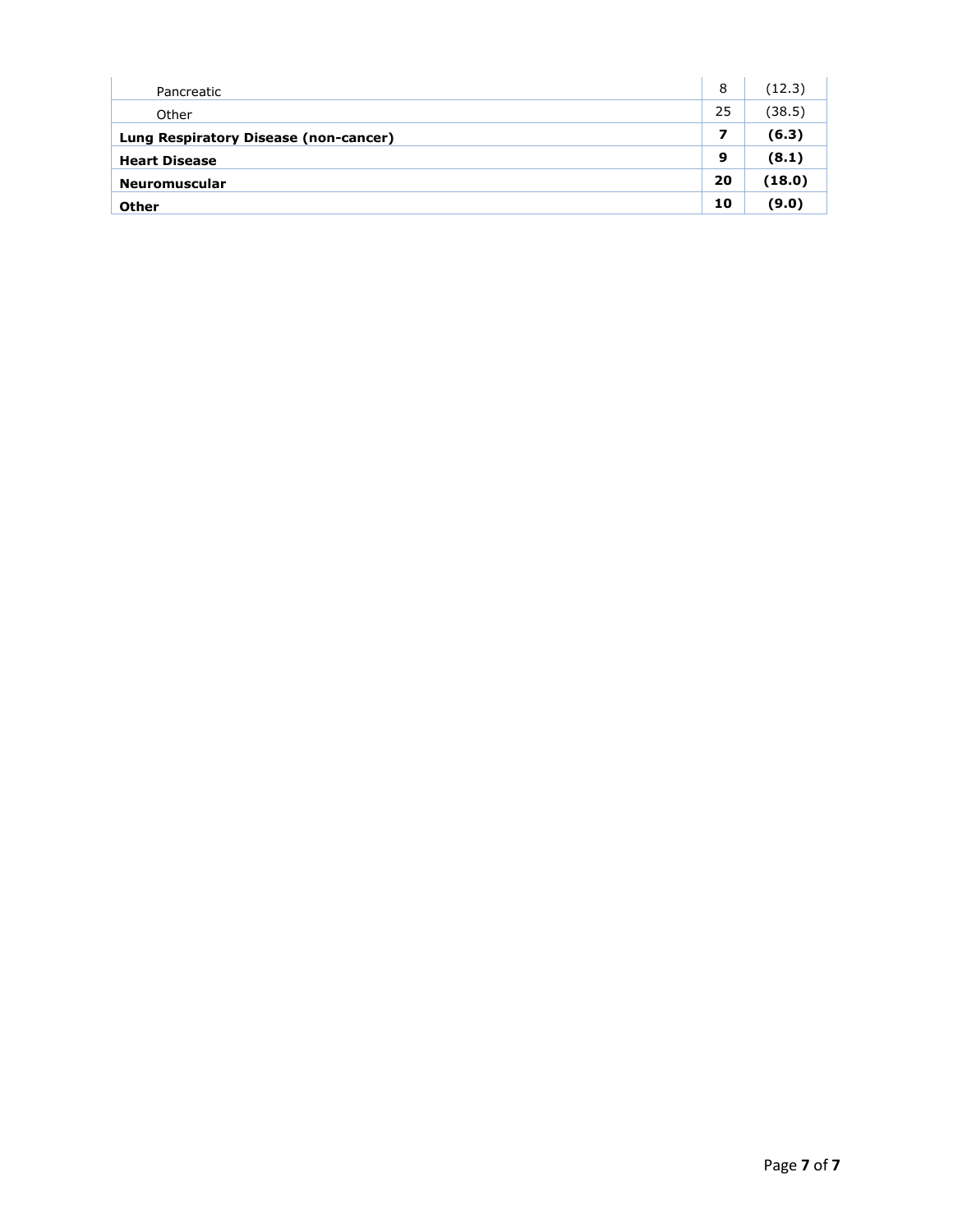| | | |
|---|---|---|
| Pancreatic | 8 | (12.3) |
| Other | 25 | (38.5) |
| **Lung Respiratory Disease (non-cancer)** | **7** | **(6.3)** |
| **Heart Disease** | **9** | **(8.1)** |
| **Neuromuscular** | **20** | **(18.0)** |
| **Other** | **10** | **(9.0)** |